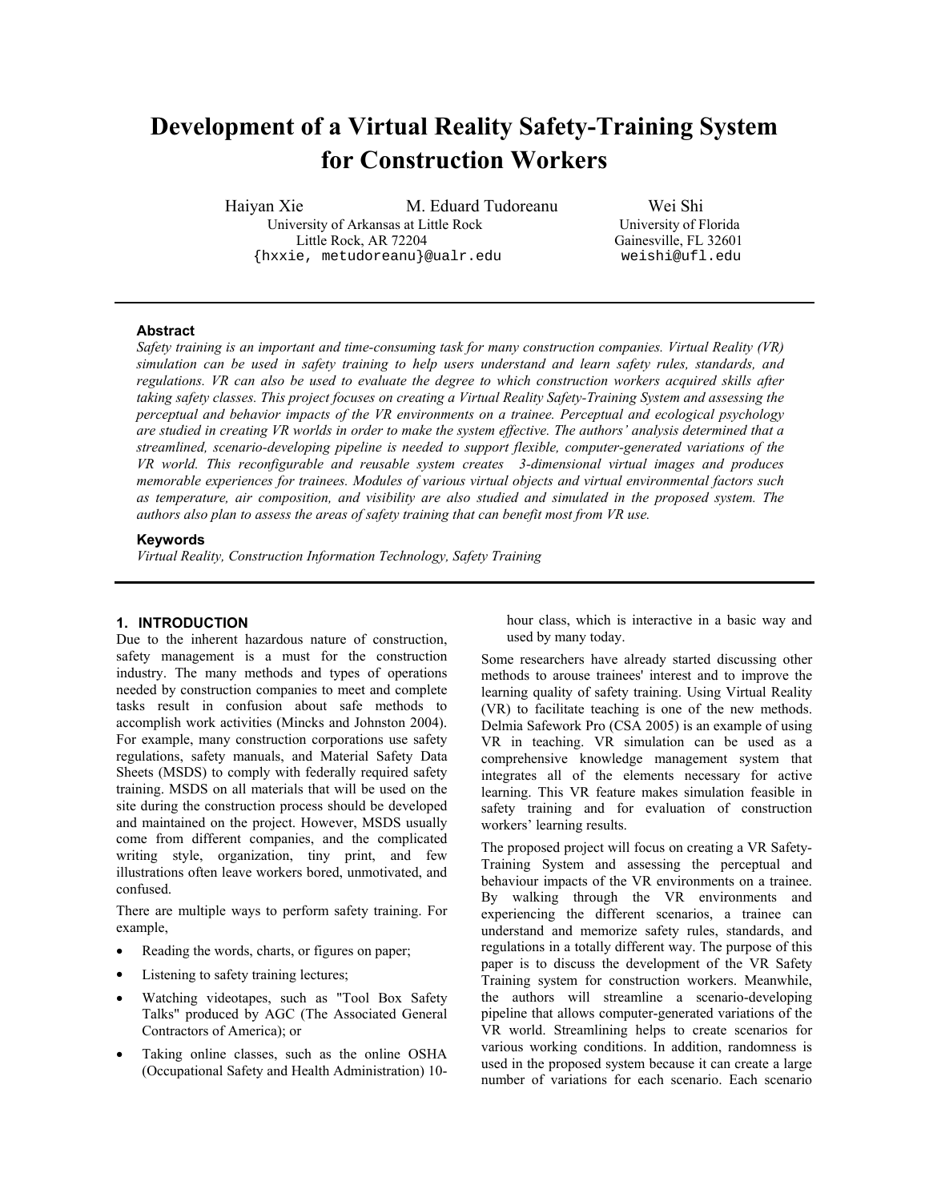# Development of a Virtual Reality Safety-Training System for Construction Workers

Haiyan Xie, M. Eduard Tudoreanu
University of Arkansas at Little Rock
Little Rock, AR 72204
{hxxie, metudoreanu}@ualr.edu

Wei Shi
University of Florida
Gainesville, FL 32601
weishi@ufl.edu

### Abstract

*Safety training is an important and time-consuming task for many construction companies. Virtual Reality (VR) simulation can be used in safety training to help users understand and learn safety rules, standards, and regulations. VR can also be used to evaluate the degree to which construction workers acquired skills after taking safety classes. This project focuses on creating a Virtual Reality Safety-Training System and assessing the perceptual and behavior impacts of the VR environments on a trainee. Perceptual and ecological psychology are studied in creating VR worlds in order to make the system effective. The authors' analysis determined that a streamlined, scenario-developing pipeline is needed to support flexible, computer-generated variations of the VR world. This reconfigurable and reusable system creates 3-dimensional virtual images and produces memorable experiences for trainees. Modules of various virtual objects and virtual environmental factors such as temperature, air composition, and visibility are also studied and simulated in the proposed system. The authors also plan to assess the areas of safety training that can benefit most from VR use.*

### Keywords

*Virtual Reality, Construction Information Technology, Safety Training*

## 1. INTRODUCTION

Due to the inherent hazardous nature of construction, safety management is a must for the construction industry. The many methods and types of operations needed by construction companies to meet and complete tasks result in confusion about safe methods to accomplish work activities (Mincks and Johnston 2004). For example, many construction corporations use safety regulations, safety manuals, and Material Safety Data Sheets (MSDS) to comply with federally required safety training. MSDS on all materials that will be used on the site during the construction process should be developed and maintained on the project. However, MSDS usually come from different companies, and the complicated writing style, organization, tiny print, and few illustrations often leave workers bored, unmotivated, and confused.

There are multiple ways to perform safety training. For example,

- Reading the words, charts, or figures on paper;
- Listening to safety training lectures;
- Watching videotapes, such as "Tool Box Safety Talks" produced by AGC (The Associated General Contractors of America); or
- Taking online classes, such as the online OSHA (Occupational Safety and Health Administration) 10-hour class, which is interactive in a basic way and used by many today.

Some researchers have already started discussing other methods to arouse trainees' interest and to improve the learning quality of safety training. Using Virtual Reality (VR) to facilitate teaching is one of the new methods. Delmia Safework Pro (CSA 2005) is an example of using VR in teaching. VR simulation can be used as a comprehensive knowledge management system that integrates all of the elements necessary for active learning. This VR feature makes simulation feasible in safety training and for evaluation of construction workers' learning results.

The proposed project will focus on creating a VR Safety-Training System and assessing the perceptual and behaviour impacts of the VR environments on a trainee. By walking through the VR environments and experiencing the different scenarios, a trainee can understand and memorize safety rules, standards, and regulations in a totally different way. The purpose of this paper is to discuss the development of the VR Safety Training system for construction workers. Meanwhile, the authors will streamline a scenario-developing pipeline that allows computer-generated variations of the VR world. Streamlining helps to create scenarios for various working conditions. In addition, randomness is used in the proposed system because it can create a large number of variations for each scenario. Each scenario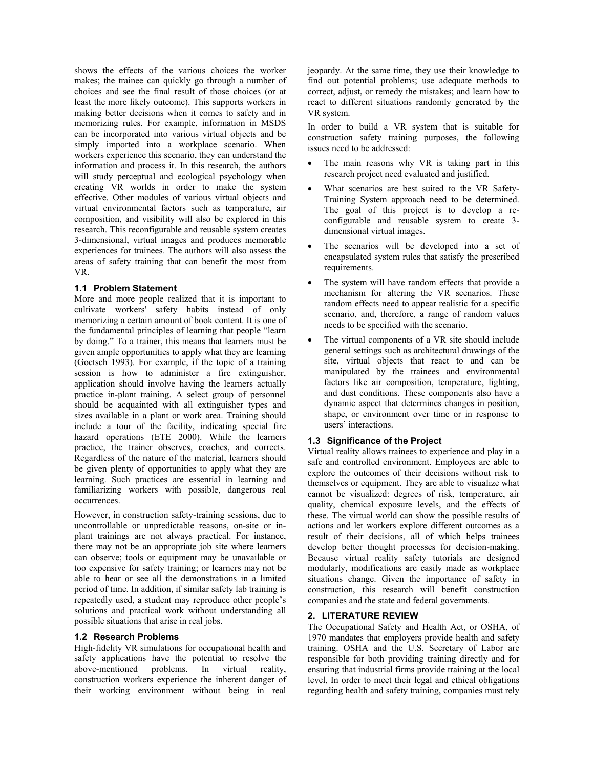shows the effects of the various choices the worker makes; the trainee can quickly go through a number of choices and see the final result of those choices (or at least the more likely outcome). This supports workers in making better decisions when it comes to safety and in memorizing rules. For example, information in MSDS can be incorporated into various virtual objects and be simply imported into a workplace scenario. When workers experience this scenario, they can understand the information and process it. In this research, the authors will study perceptual and ecological psychology when creating VR worlds in order to make the system effective. Other modules of various virtual objects and virtual environmental factors such as temperature, air composition, and visibility will also be explored in this research. This reconfigurable and reusable system creates 3-dimensional, virtual images and produces memorable experiences for trainees. The authors will also assess the areas of safety training that can benefit the most from VR.

### 1.1 Problem Statement

More and more people realized that it is important to cultivate workers' safety habits instead of only memorizing a certain amount of book content. It is one of the fundamental principles of learning that people "learn by doing." To a trainer, this means that learners must be given ample opportunities to apply what they are learning (Goetsch 1993). For example, if the topic of a training session is how to administer a fire extinguisher, application should involve having the learners actually practice in-plant training. A select group of personnel should be acquainted with all extinguisher types and sizes available in a plant or work area. Training should include a tour of the facility, indicating special fire hazard operations (ETE 2000). While the learners practice, the trainer observes, coaches, and corrects. Regardless of the nature of the material, learners should be given plenty of opportunities to apply what they are learning. Such practices are essential in learning and familiarizing workers with possible, dangerous real occurrences.

However, in construction safety-training sessions, due to uncontrollable or unpredictable reasons, on-site or in-plant trainings are not always practical. For instance, there may not be an appropriate job site where learners can observe; tools or equipment may be unavailable or too expensive for safety training; or learners may not be able to hear or see all the demonstrations in a limited period of time. In addition, if similar safety lab training is repeatedly used, a student may reproduce other people's solutions and practical work without understanding all possible situations that arise in real jobs.

### 1.2 Research Problems

High-fidelity VR simulations for occupational health and safety applications have the potential to resolve the above-mentioned problems. In virtual reality, construction workers experience the inherent danger of their working environment without being in real jeopardy. At the same time, they use their knowledge to find out potential problems; use adequate methods to correct, adjust, or remedy the mistakes; and learn how to react to different situations randomly generated by the VR system.

In order to build a VR system that is suitable for construction safety training purposes, the following issues need to be addressed:

- The main reasons why VR is taking part in this research project need evaluated and justified.
- What scenarios are best suited to the VR Safety-Training System approach need to be determined. The goal of this project is to develop a re-configurable and reusable system to create 3-dimensional virtual images.
- The scenarios will be developed into a set of encapsulated system rules that satisfy the prescribed requirements.
- The system will have random effects that provide a mechanism for altering the VR scenarios. These random effects need to appear realistic for a specific scenario, and, therefore, a range of random values needs to be specified with the scenario.
- The virtual components of a VR site should include general settings such as architectural drawings of the site, virtual objects that react to and can be manipulated by the trainees and environmental factors like air composition, temperature, lighting, and dust conditions. These components also have a dynamic aspect that determines changes in position, shape, or environment over time or in response to users' interactions.

### 1.3 Significance of the Project

Virtual reality allows trainees to experience and play in a safe and controlled environment. Employees are able to explore the outcomes of their decisions without risk to themselves or equipment. They are able to visualize what cannot be visualized: degrees of risk, temperature, air quality, chemical exposure levels, and the effects of these. The virtual world can show the possible results of actions and let workers explore different outcomes as a result of their decisions, all of which helps trainees develop better thought processes for decision-making. Because virtual reality safety tutorials are designed modularly, modifications are easily made as workplace situations change. Given the importance of safety in construction, this research will benefit construction companies and the state and federal governments.

## 2. LITERATURE REVIEW

The Occupational Safety and Health Act, or OSHA, of 1970 mandates that employers provide health and safety training. OSHA and the U.S. Secretary of Labor are responsible for both providing training directly and for ensuring that industrial firms provide training at the local level. In order to meet their legal and ethical obligations regarding health and safety training, companies must rely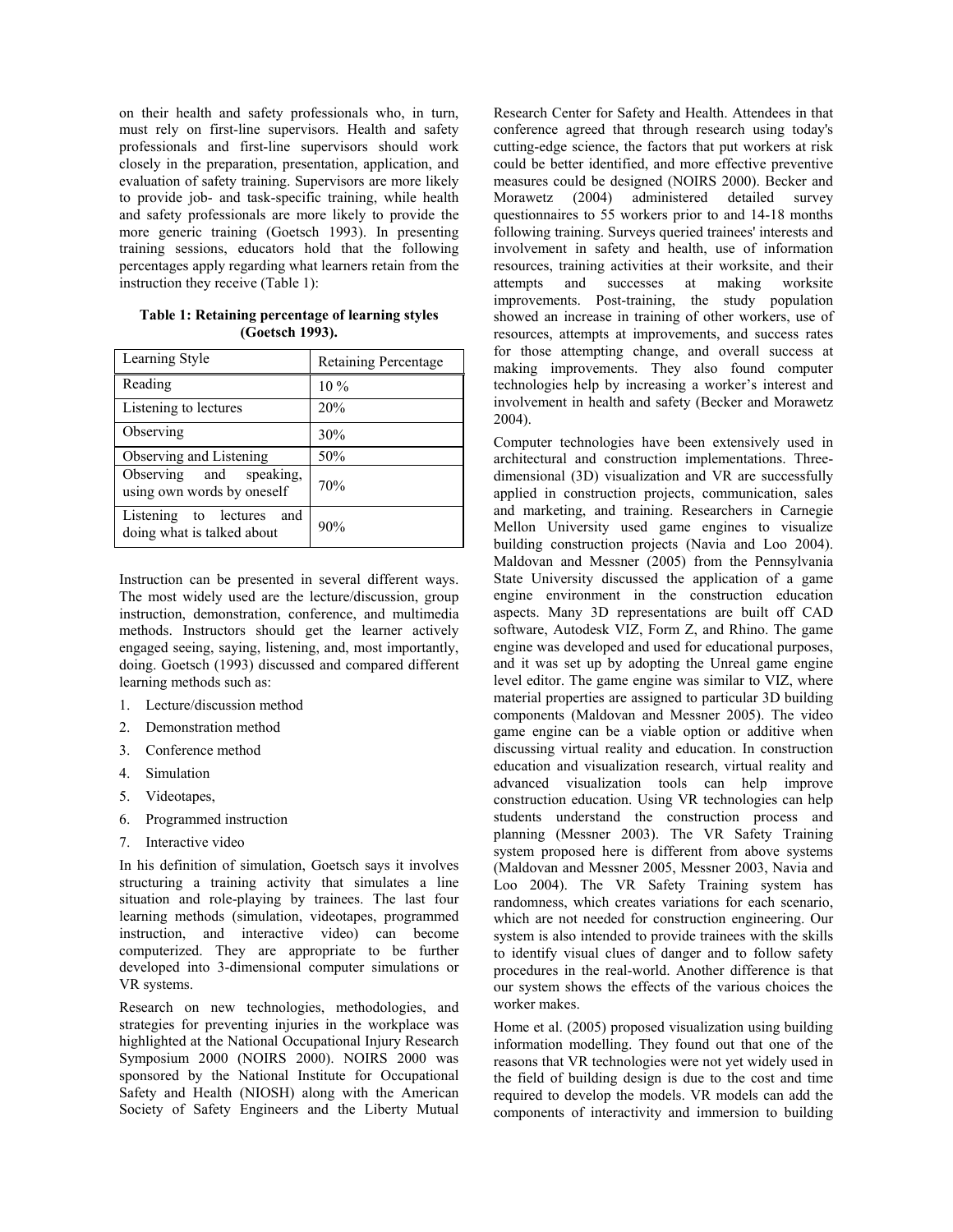on their health and safety professionals who, in turn, must rely on first-line supervisors. Health and safety professionals and first-line supervisors should work closely in the preparation, presentation, application, and evaluation of safety training. Supervisors are more likely to provide job- and task-specific training, while health and safety professionals are more likely to provide the more generic training (Goetsch 1993). In presenting training sessions, educators hold that the following percentages apply regarding what learners retain from the instruction they receive (Table 1):

**Table 1: Retaining percentage of learning styles (Goetsch 1993).**

| Learning Style | Retaining Percentage |
| --- | --- |
| Reading | 10 % |
| Listening to lectures | 20% |
| Observing | 30% |
| Observing and Listening | 50% |
| Observing and speaking, using own words by oneself | 70% |
| Listening to lectures and doing what is talked about | 90% |

Instruction can be presented in several different ways. The most widely used are the lecture/discussion, group instruction, demonstration, conference, and multimedia methods. Instructors should get the learner actively engaged seeing, saying, listening, and, most importantly, doing. Goetsch (1993) discussed and compared different learning methods such as:

1. Lecture/discussion method
2. Demonstration method
3. Conference method
4. Simulation
5. Videotapes,
6. Programmed instruction
7. Interactive video

In his definition of simulation, Goetsch says it involves structuring a training activity that simulates a line situation and role-playing by trainees. The last four learning methods (simulation, videotapes, programmed instruction, and interactive video) can become computerized. They are appropriate to be further developed into 3-dimensional computer simulations or VR systems.

Research on new technologies, methodologies, and strategies for preventing injuries in the workplace was highlighted at the National Occupational Injury Research Symposium 2000 (NOIRS 2000). NOIRS 2000 was sponsored by the National Institute for Occupational Safety and Health (NIOSH) along with the American Society of Safety Engineers and the Liberty Mutual Research Center for Safety and Health. Attendees in that conference agreed that through research using today's cutting-edge science, the factors that put workers at risk could be better identified, and more effective preventive measures could be designed (NOIRS 2000). Becker and Morawetz (2004) administered detailed survey questionnaires to 55 workers prior to and 14-18 months following training. Surveys queried trainees' interests and involvement in safety and health, use of information resources, training activities at their worksite, and their attempts and successes at making worksite improvements. Post-training, the study population showed an increase in training of other workers, use of resources, attempts at improvements, and success rates for those attempting change, and overall success at making improvements. They also found computer technologies help by increasing a worker's interest and involvement in health and safety (Becker and Morawetz 2004).

Computer technologies have been extensively used in architectural and construction implementations. Three-dimensional (3D) visualization and VR are successfully applied in construction projects, communication, sales and marketing, and training. Researchers in Carnegie Mellon University used game engines to visualize building construction projects (Navia and Loo 2004). Maldovan and Messner (2005) from the Pennsylvania State University discussed the application of a game engine environment in the construction education aspects. Many 3D representations are built off CAD software, Autodesk VIZ, Form Z, and Rhino. The game engine was developed and used for educational purposes, and it was set up by adopting the Unreal game engine level editor. The game engine was similar to VIZ, where material properties are assigned to particular 3D building components (Maldovan and Messner 2005). The video game engine can be a viable option or additive when discussing virtual reality and education. In construction education and visualization research, virtual reality and advanced visualization tools can help improve construction education. Using VR technologies can help students understand the construction process and planning (Messner 2003). The VR Safety Training system proposed here is different from above systems (Maldovan and Messner 2005, Messner 2003, Navia and Loo 2004). The VR Safety Training system has randomness, which creates variations for each scenario, which are not needed for construction engineering. Our system is also intended to provide trainees with the skills to identify visual clues of danger and to follow safety procedures in the real-world. Another difference is that our system shows the effects of the various choices the worker makes.

Home et al. (2005) proposed visualization using building information modelling. They found out that one of the reasons that VR technologies were not yet widely used in the field of building design is due to the cost and time required to develop the models. VR models can add the components of interactivity and immersion to building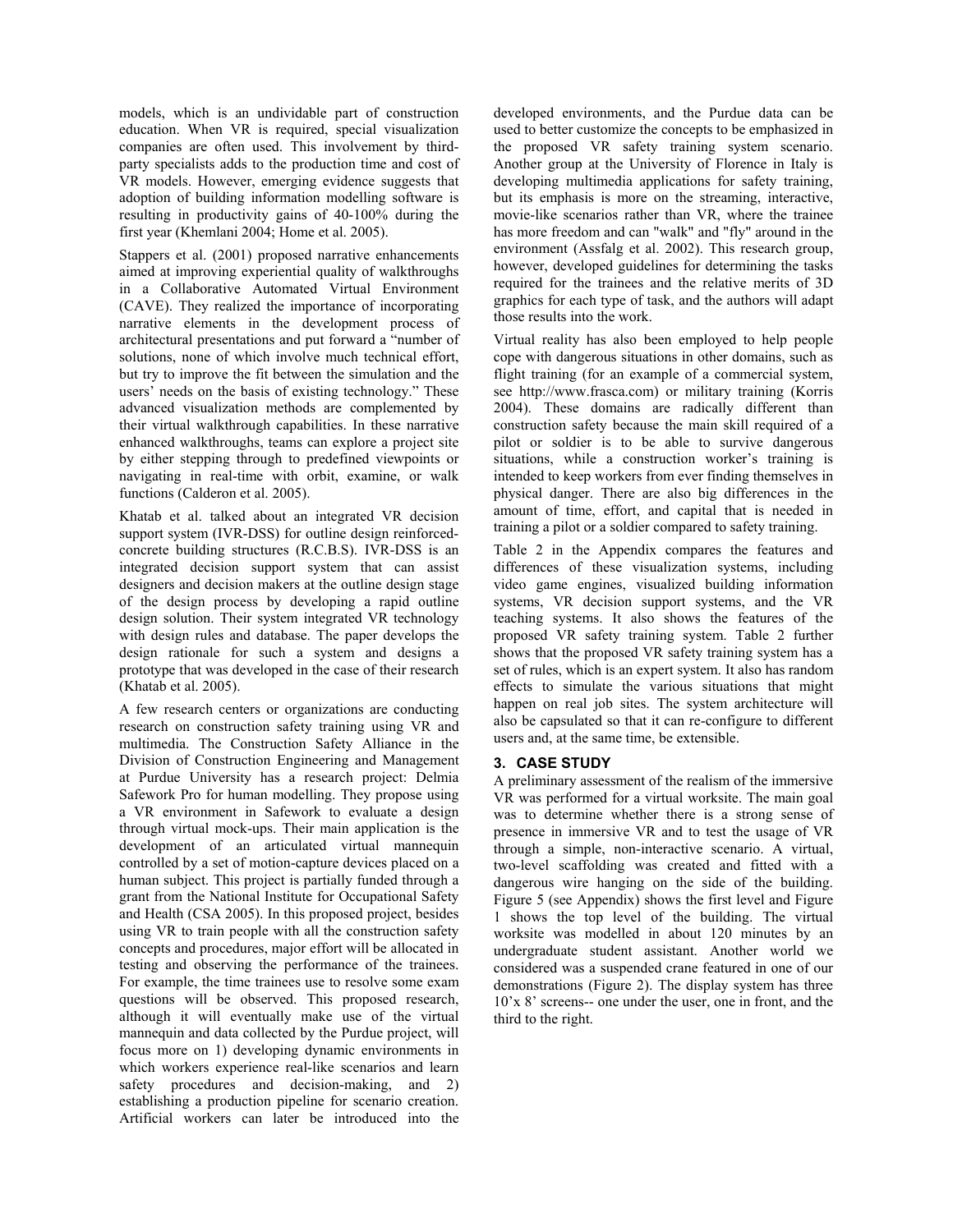models, which is an undividable part of construction education. When VR is required, special visualization companies are often used. This involvement by third-party specialists adds to the production time and cost of VR models. However, emerging evidence suggests that adoption of building information modelling software is resulting in productivity gains of 40-100% during the first year (Khemlani 2004; Home et al. 2005).

Stappers et al. (2001) proposed narrative enhancements aimed at improving experiential quality of walkthroughs in a Collaborative Automated Virtual Environment (CAVE). They realized the importance of incorporating narrative elements in the development process of architectural presentations and put forward a "number of solutions, none of which involve much technical effort, but try to improve the fit between the simulation and the users' needs on the basis of existing technology." These advanced visualization methods are complemented by their virtual walkthrough capabilities. In these narrative enhanced walkthroughs, teams can explore a project site by either stepping through to predefined viewpoints or navigating in real-time with orbit, examine, or walk functions (Calderon et al. 2005).

Khatab et al. talked about an integrated VR decision support system (IVR-DSS) for outline design reinforced-concrete building structures (R.C.B.S). IVR-DSS is an integrated decision support system that can assist designers and decision makers at the outline design stage of the design process by developing a rapid outline design solution. Their system integrated VR technology with design rules and database. The paper develops the design rationale for such a system and designs a prototype that was developed in the case of their research (Khatab et al. 2005).

A few research centers or organizations are conducting research on construction safety training using VR and multimedia. The Construction Safety Alliance in the Division of Construction Engineering and Management at Purdue University has a research project: Delmia Safework Pro for human modelling. They propose using a VR environment in Safework to evaluate a design through virtual mock-ups. Their main application is the development of an articulated virtual mannequin controlled by a set of motion-capture devices placed on a human subject. This project is partially funded through a grant from the National Institute for Occupational Safety and Health (CSA 2005). In this proposed project, besides using VR to train people with all the construction safety concepts and procedures, major effort will be allocated in testing and observing the performance of the trainees. For example, the time trainees use to resolve some exam questions will be observed. This proposed research, although it will eventually make use of the virtual mannequin and data collected by the Purdue project, will focus more on 1) developing dynamic environments in which workers experience real-like scenarios and learn safety procedures and decision-making, and 2) establishing a production pipeline for scenario creation. Artificial workers can later be introduced into the developed environments, and the Purdue data can be used to better customize the concepts to be emphasized in the proposed VR safety training system scenario. Another group at the University of Florence in Italy is developing multimedia applications for safety training, but its emphasis is more on the streaming, interactive, movie-like scenarios rather than VR, where the trainee has more freedom and can "walk" and "fly" around in the environment (Assfalg et al. 2002). This research group, however, developed guidelines for determining the tasks required for the trainees and the relative merits of 3D graphics for each type of task, and the authors will adapt those results into the work.

Virtual reality has also been employed to help people cope with dangerous situations in other domains, such as flight training (for an example of a commercial system, see http://www.frasca.com) or military training (Korris 2004). These domains are radically different than construction safety because the main skill required of a pilot or soldier is to be able to survive dangerous situations, while a construction worker's training is intended to keep workers from ever finding themselves in physical danger. There are also big differences in the amount of time, effort, and capital that is needed in training a pilot or a soldier compared to safety training.

Table 2 in the Appendix compares the features and differences of these visualization systems, including video game engines, visualized building information systems, VR decision support systems, and the VR teaching systems. It also shows the features of the proposed VR safety training system. Table 2 further shows that the proposed VR safety training system has a set of rules, which is an expert system. It also has random effects to simulate the various situations that might happen on real job sites. The system architecture will also be capsulated so that it can re-configure to different users and, at the same time, be extensible.

## 3. CASE STUDY

A preliminary assessment of the realism of the immersive VR was performed for a virtual worksite. The main goal was to determine whether there is a strong sense of presence in immersive VR and to test the usage of VR through a simple, non-interactive scenario. A virtual, two-level scaffolding was created and fitted with a dangerous wire hanging on the side of the building. Figure 5 (see Appendix) shows the first level and Figure 1 shows the top level of the building. The virtual worksite was modelled in about 120 minutes by an undergraduate student assistant. Another world we considered was a suspended crane featured in one of our demonstrations (Figure 2). The display system has three 10'x 8' screens-- one under the user, one in front, and the third to the right.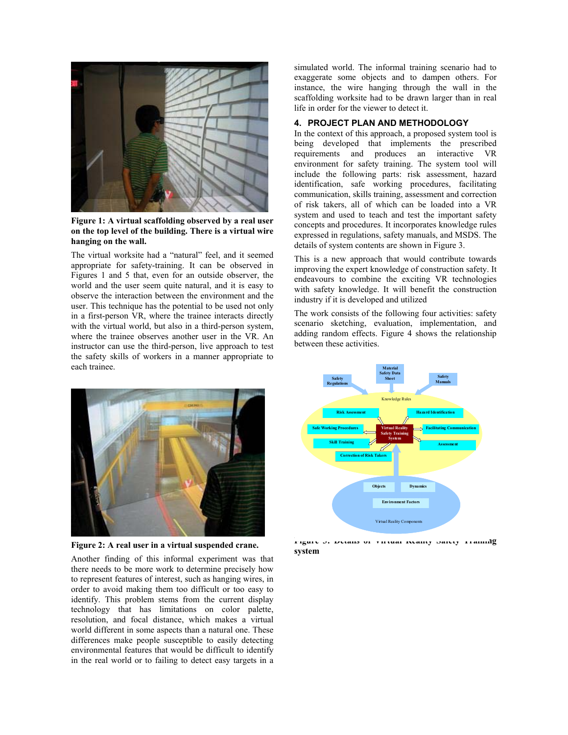Figure 1: A virtual scaffolding observed by a real user on the top level of the building. There is a virtual wire hanging on the wall.

The virtual worksite had a "natural" feel, and it seemed appropriate for safety-training. It can be observed in Figures 1 and 5 that, even for an outside observer, the world and the user seem quite natural, and it is easy to observe the interaction between the environment and the user. This technique has the potential to be used not only in a first-person VR, where the trainee interacts directly with the virtual world, but also in a third-person system, where the trainee observes another user in the VR. An instructor can use the third-person, live approach to test the safety skills of workers in a manner appropriate to each trainee.

Figure 2: A real user in a virtual suspended crane.

Another finding of this informal experiment was that there needs to be more work to determine precisely how to represent features of interest, such as hanging wires, in order to avoid making them too difficult or too easy to identify. This problem stems from the current display technology that has limitations on color palette, resolution, and focal distance, which makes a virtual world different in some aspects than a natural one. These differences make people susceptible to easily detecting environmental features that would be difficult to identify in the real world or to failing to detect easy targets in a simulated world. The informal training scenario had to exaggerate some objects and to dampen others. For instance, the wire hanging through the wall in the scaffolding worksite had to be drawn larger than in real life in order for the viewer to detect it.

## 4. PROJECT PLAN AND METHODOLOGY

In the context of this approach, a proposed system tool is being developed that implements the prescribed requirements and produces an interactive VR environment for safety training. The system tool will include the following parts: risk assessment, hazard identification, safe working procedures, facilitating communication, skills training, assessment and correction of risk takers, all of which can be loaded into a VR system and used to teach and test the important safety concepts and procedures. It incorporates knowledge rules expressed in regulations, safety manuals, and MSDS. The details of system contents are shown in Figure 3.

This is a new approach that would contribute towards improving the expert knowledge of construction safety. It endeavours to combine the exciting VR technologies with safety knowledge. It will benefit the construction industry if it is developed and utilized

The work consists of the following four activities: safety scenario sketching, evaluation, implementation, and adding random effects. Figure 4 shows the relationship between these activities.

Figure 3: Details of Virtual Reality Safety Training system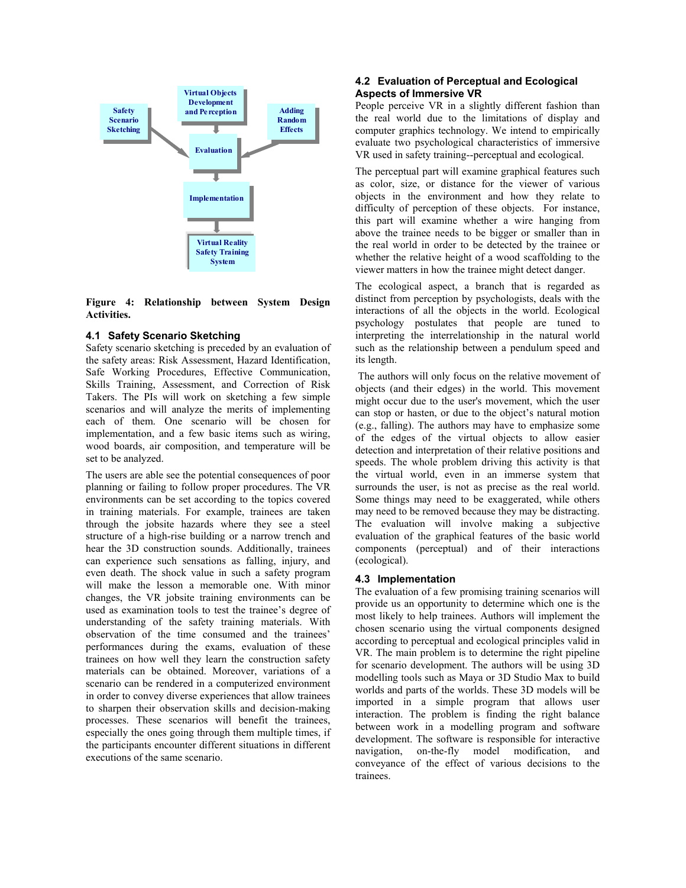Safety Scenario Sketching

Virtual Objects Development and Perception

Adding Random Effects

Evaluation

Implementation

Virtual Reality Safety Training System

**Figure 4: Relationship between System Design Activities.**

### 4.1 Safety Scenario Sketching

Safety scenario sketching is preceded by an evaluation of the safety areas: Risk Assessment, Hazard Identification, Safe Working Procedures, Effective Communication, Skills Training, Assessment, and Correction of Risk Takers. The PIs will work on sketching a few simple scenarios and will analyze the merits of implementing each of them. One scenario will be chosen for implementation, and a few basic items such as wiring, wood boards, air composition, and temperature will be set to be analyzed.

The users are able see the potential consequences of poor planning or failing to follow proper procedures. The VR environments can be set according to the topics covered in training materials. For example, trainees are taken through the jobsite hazards where they see a steel structure of a high-rise building or a narrow trench and hear the 3D construction sounds. Additionally, trainees can experience such sensations as falling, injury, and even death. The shock value in such a safety program will make the lesson a memorable one. With minor changes, the VR jobsite training environments can be used as examination tools to test the trainee's degree of understanding of the safety training materials. With observation of the time consumed and the trainees' performances during the exams, evaluation of these trainees on how well they learn the construction safety materials can be obtained. Moreover, variations of a scenario can be rendered in a computerized environment in order to convey diverse experiences that allow trainees to sharpen their observation skills and decision-making processes. These scenarios will benefit the trainees, especially the ones going through them multiple times, if the participants encounter different situations in different executions of the same scenario.

### 4.2 Evaluation of Perceptual and Ecological Aspects of Immersive VR

People perceive VR in a slightly different fashion than the real world due to the limitations of display and computer graphics technology. We intend to empirically evaluate two psychological characteristics of immersive VR used in safety training--perceptual and ecological.

The perceptual part will examine graphical features such as color, size, or distance for the viewer of various objects in the environment and how they relate to difficulty of perception of these objects. For instance, this part will examine whether a wire hanging from above the trainee needs to be bigger or smaller than in the real world in order to be detected by the trainee or whether the relative height of a wood scaffolding to the viewer matters in how the trainee might detect danger.

The ecological aspect, a branch that is regarded as distinct from perception by psychologists, deals with the interactions of all the objects in the world. Ecological psychology postulates that people are tuned to interpreting the interrelationship in the natural world such as the relationship between a pendulum speed and its length.

The authors will only focus on the relative movement of objects (and their edges) in the world. This movement might occur due to the user's movement, which the user can stop or hasten, or due to the object's natural motion (e.g., falling). The authors may have to emphasize some of the edges of the virtual objects to allow easier detection and interpretation of their relative positions and speeds. The whole problem driving this activity is that the virtual world, even in an immerse system that surrounds the user, is not as precise as the real world. Some things may need to be exaggerated, while others may need to be removed because they may be distracting. The evaluation will involve making a subjective evaluation of the graphical features of the basic world components (perceptual) and of their interactions (ecological).

### 4.3 Implementation

The evaluation of a few promising training scenarios will provide us an opportunity to determine which one is the most likely to help trainees. Authors will implement the chosen scenario using the virtual components designed according to perceptual and ecological principles valid in VR. The main problem is to determine the right pipeline for scenario development. The authors will be using 3D modelling tools such as Maya or 3D Studio Max to build worlds and parts of the worlds. These 3D models will be imported in a simple program that allows user interaction. The problem is finding the right balance between work in a modelling program and software development. The software is responsible for interactive navigation, on-the-fly model modification, and conveyance of the effect of various decisions to the trainees.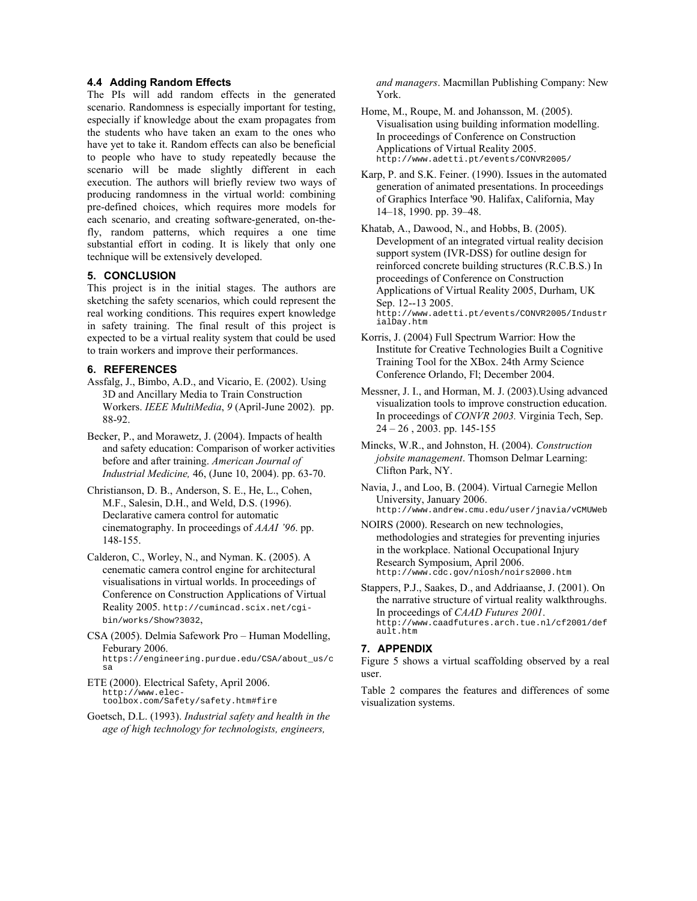### 4.4 Adding Random Effects

The PIs will add random effects in the generated scenario. Randomness is especially important for testing, especially if knowledge about the exam propagates from the students who have taken an exam to the ones who have yet to take it. Random effects can also be beneficial to people who have to study repeatedly because the scenario will be made slightly different in each execution. The authors will briefly review two ways of producing randomness in the virtual world: combining pre-defined choices, which requires more models for each scenario, and creating software-generated, on-the-fly, random patterns, which requires a one time substantial effort in coding. It is likely that only one technique will be extensively developed.

## 5. CONCLUSION

This project is in the initial stages. The authors are sketching the safety scenarios, which could represent the real working conditions. This requires expert knowledge in safety training. The final result of this project is expected to be a virtual reality system that could be used to train workers and improve their performances.

## 6. REFERENCES

Assfalg, J., Bimbo, A.D., and Vicario, E. (2002). Using 3D and Ancillary Media to Train Construction Workers. *IEEE MultiMedia*, *9* (April-June 2002). pp. 88-92.

Becker, P., and Morawetz, J. (2004). Impacts of health and safety education: Comparison of worker activities before and after training. *American Journal of Industrial Medicine,* 46, (June 10, 2004). pp. 63-70.

Christianson, D. B., Anderson, S. E., He, L., Cohen, M.F., Salesin, D.H., and Weld, D.S. (1996). Declarative camera control for automatic cinematography. In proceedings of *AAAI '96*. pp. 148-155.

Calderon, C., Worley, N., and Nyman. K. (2005). A cenematic camera control engine for architectural visualisations in virtual worlds. In proceedings of Conference on Construction Applications of Virtual Reality 2005. http://cumincad.scix.net/cgi-bin/works/Show?3032,

CSA (2005). Delmia Safework Pro – Human Modelling, Feburary 2006. https://engineering.purdue.edu/CSA/about_us/csa

ETE (2000). Electrical Safety, April 2006. http://www.elec-toolbox.com/Safety/safety.htm#fire

Goetsch, D.L. (1993). *Industrial safety and health in the age of high technology for technologists, engineers, and managers*. Macmillan Publishing Company: New York.

Home, M., Roupe, M. and Johansson, M. (2005). Visualisation using building information modelling. In proceedings of Conference on Construction Applications of Virtual Reality 2005. http://www.adetti.pt/events/CONVR2005/

Karp, P. and S.K. Feiner. (1990). Issues in the automated generation of animated presentations. In proceedings of Graphics Interface '90. Halifax, California, May 14–18, 1990. pp. 39–48.

Khatab, A., Dawood, N., and Hobbs, B. (2005). Development of an integrated virtual reality decision support system (IVR-DSS) for outline design for reinforced concrete building structures (R.C.B.S.) In proceedings of Conference on Construction Applications of Virtual Reality 2005, Durham, UK Sep. 12--13 2005. http://www.adetti.pt/events/CONVR2005/IndustrialDay.htm

Korris, J. (2004) Full Spectrum Warrior: How the Institute for Creative Technologies Built a Cognitive Training Tool for the XBox. 24th Army Science Conference Orlando, Fl; December 2004.

Messner, J. I., and Horman, M. J. (2003).Using advanced visualization tools to improve construction education. In proceedings of *CONVR 2003.* Virginia Tech, Sep. 24 – 26 , 2003. pp. 145-155

Mincks, W.R., and Johnston, H. (2004). *Construction jobsite management*. Thomson Delmar Learning: Clifton Park, NY.

Navia, J., and Loo, B. (2004). Virtual Carnegie Mellon University, January 2006. http://www.andrew.cmu.edu/user/jnavia/vCMUWeb

NOIRS (2000). Research on new technologies, methodologies and strategies for preventing injuries in the workplace. National Occupational Injury Research Symposium, April 2006. http://www.cdc.gov/niosh/noirs2000.htm

Stappers, P.J., Saakes, D., and Addriaanse, J. (2001). On the narrative structure of virtual reality walkthroughs. In proceedings of *CAAD Futures 2001*. http://www.caadfutures.arch.tue.nl/cf2001/default.htm

## 7. APPENDIX

Figure 5 shows a virtual scaffolding observed by a real user.

Table 2 compares the features and differences of some visualization systems.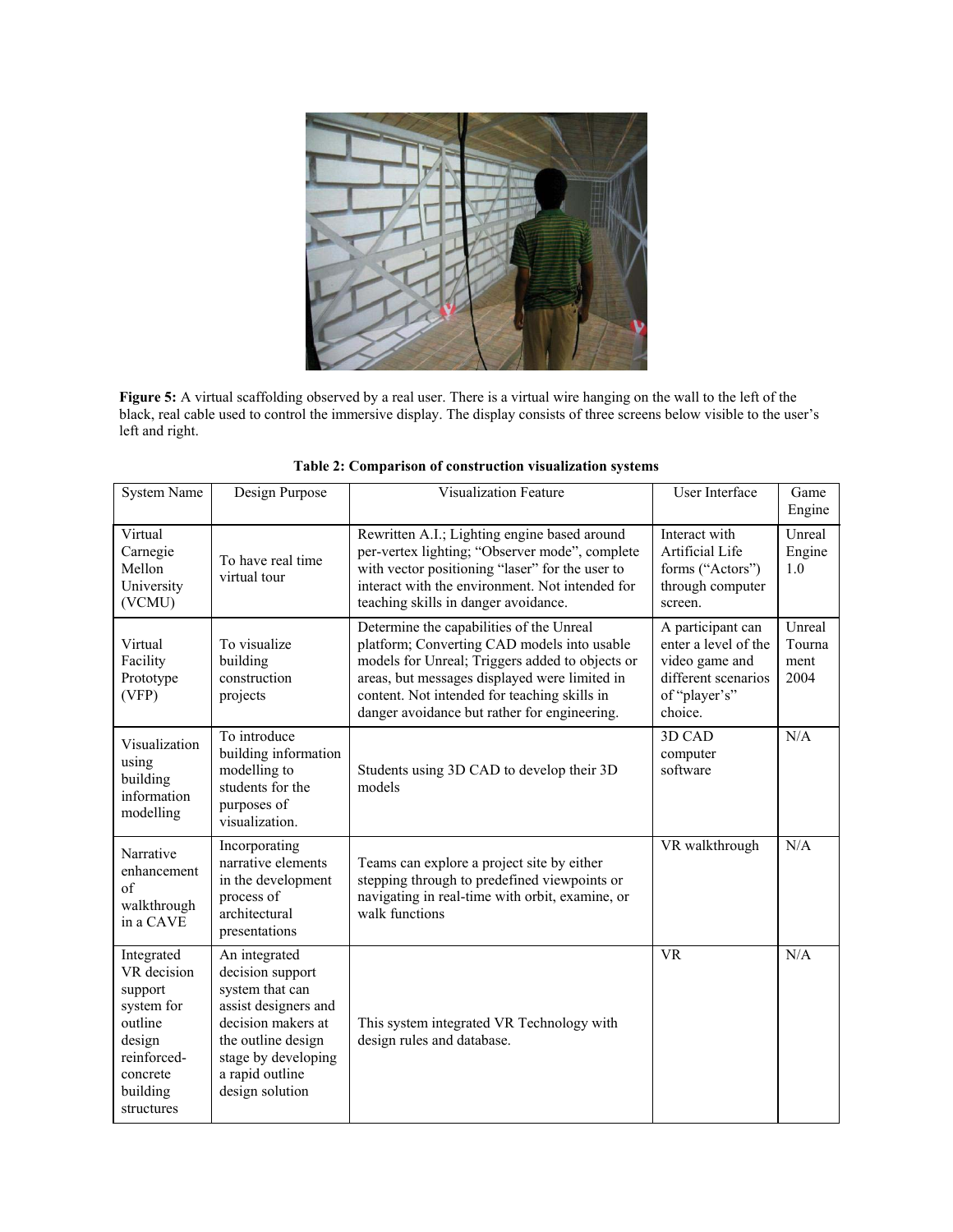**Figure 5:** A virtual scaffolding observed by a real user. There is a virtual wire hanging on the wall to the left of the black, real cable used to control the immersive display. The display consists of three screens below visible to the user's left and right.

**Table 2: Comparison of construction visualization systems**

| System Name | Design Purpose | Visualization Feature | User Interface | Game Engine |
|---|---|---|---|---|
| Virtual Carnegie Mellon University (VCMU) | To have real time virtual tour | Rewritten A.I.; Lighting engine based around per-vertex lighting; "Observer mode", complete with vector positioning "laser" for the user to interact with the environment. Not intended for teaching skills in danger avoidance. | Interact with Artificial Life forms ("Actors") through computer screen. | Unreal Engine 1.0 |
| Virtual Facility Prototype (VFP) | To visualize building construction projects | Determine the capabilities of the Unreal platform; Converting CAD models into usable models for Unreal; Triggers added to objects or areas, but messages displayed were limited in content. Not intended for teaching skills in danger avoidance but rather for engineering. | A participant can enter a level of the video game and different scenarios of "player's" choice. | Unreal Tournament 2004 |
| Visualization using building information modelling | To introduce building information modelling to students for the purposes of visualization. | Students using 3D CAD to develop their 3D models | 3D CAD computer software | N/A |
| Narrative enhancement of walkthrough in a CAVE | Incorporating narrative elements in the development process of architectural presentations | Teams can explore a project site by either stepping through to predefined viewpoints or navigating in real-time with orbit, examine, or walk functions | VR walkthrough | N/A |
| Integrated VR decision support system for outline design reinforced-concrete building structures | An integrated decision support system that can assist designers and decision makers at the outline design stage by developing a rapid outline design solution | This system integrated VR Technology with design rules and database. | VR | N/A |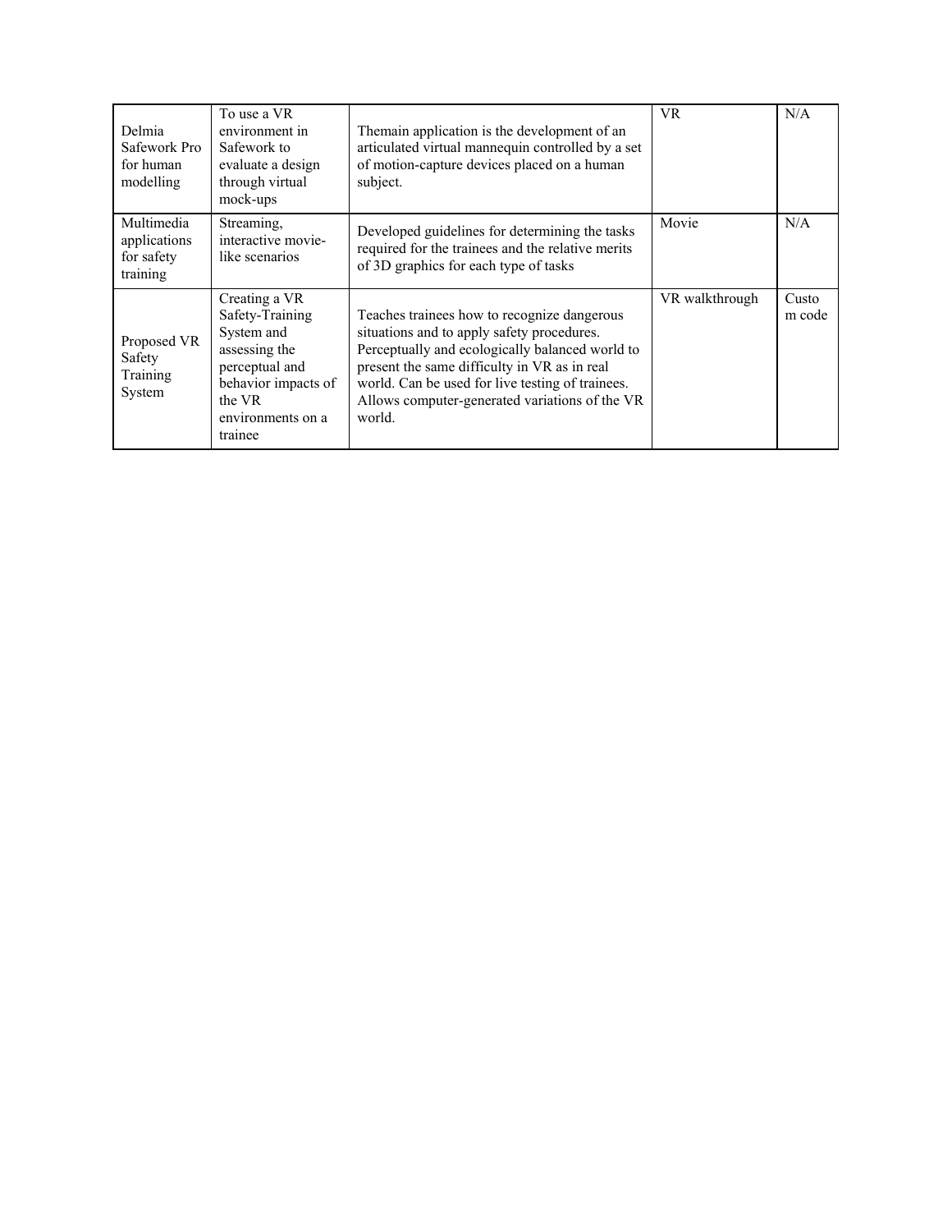| | | | | |
|---|---|---|---|---|
| Delmia Safework Pro for human modelling | To use a VR environment in Safework to evaluate a design through virtual mock-ups | Themain application is the development of an articulated virtual mannequin controlled by a set of motion-capture devices placed on a human subject. | VR | N/A |
| Multimedia applications for safety training | Streaming, interactive movie-like scenarios | Developed guidelines for determining the tasks required for the trainees and the relative merits of 3D graphics for each type of tasks | Movie | N/A |
| Proposed VR Safety Training System | Creating a VR Safety-Training System and assessing the perceptual and behavior impacts of the VR environments on a trainee | Teaches trainees how to recognize dangerous situations and to apply safety procedures. Perceptually and ecologically balanced world to present the same difficulty in VR as in real world. Can be used for live testing of trainees. Allows computer-generated variations of the VR world. | VR walkthrough | Custom code |